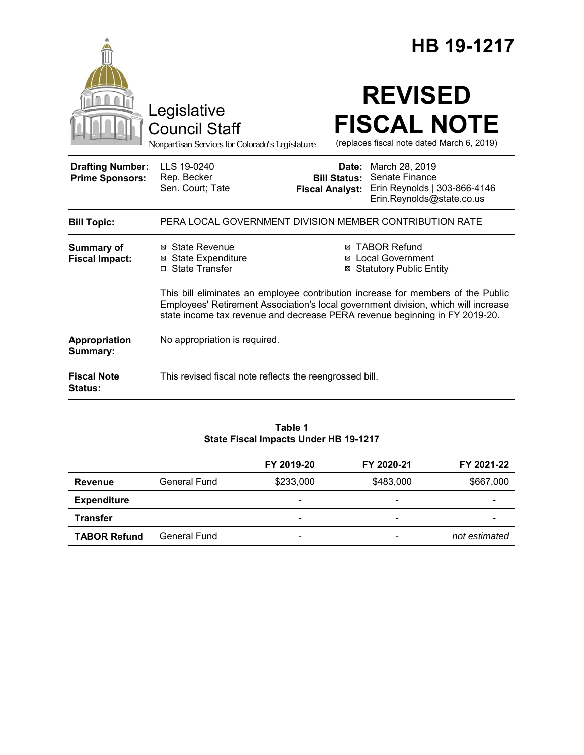# HB 19-1217

Legislative Council Staff

*Nonpartisan Services for Colorado's Legislature*

# REVISED FISCAL NOTE

(replaces fiscal note dated March 6, 2019)

| | | | |
|---|---|---|---|
| **Drafting Number:** | LLS 19-0240 | **Date:** | March 28, 2019 |
| **Prime Sponsors:** | Rep. Becker<br>Sen. Court; Tate | **Bill Status:** | Senate Finance |
| | | **Fiscal Analyst:** | Erin Reynolds \| 303-866-4146<br>Erin.Reynolds@state.co.us |

**Bill Topic:** PERA LOCAL GOVERNMENT DIVISION MEMBER CONTRIBUTION RATE

**Summary of Fiscal Impact:**

- ☒ State Revenue
- ☒ State Expenditure
- ☐ State Transfer
- ☒ TABOR Refund
- ☒ Local Government
- ☒ Statutory Public Entity

This bill eliminates an employee contribution increase for members of the Public Employees' Retirement Association's local government division, which will increase state income tax revenue and decrease PERA revenue beginning in FY 2019-20.

**Appropriation Summary:** No appropriation is required.

**Fiscal Note Status:** This revised fiscal note reflects the reengrossed bill.

**Table 1**
**State Fiscal Impacts Under HB 19-1217**

| | | FY 2019-20 | FY 2020-21 | FY 2021-22 |
|---|---|---|---|---|
| **Revenue** | General Fund | $233,000 | $483,000 | $667,000 |
| **Expenditure** | | - | - | - |
| **Transfer** | | - | - | - |
| **TABOR Refund** | General Fund | - | - | *not estimated* |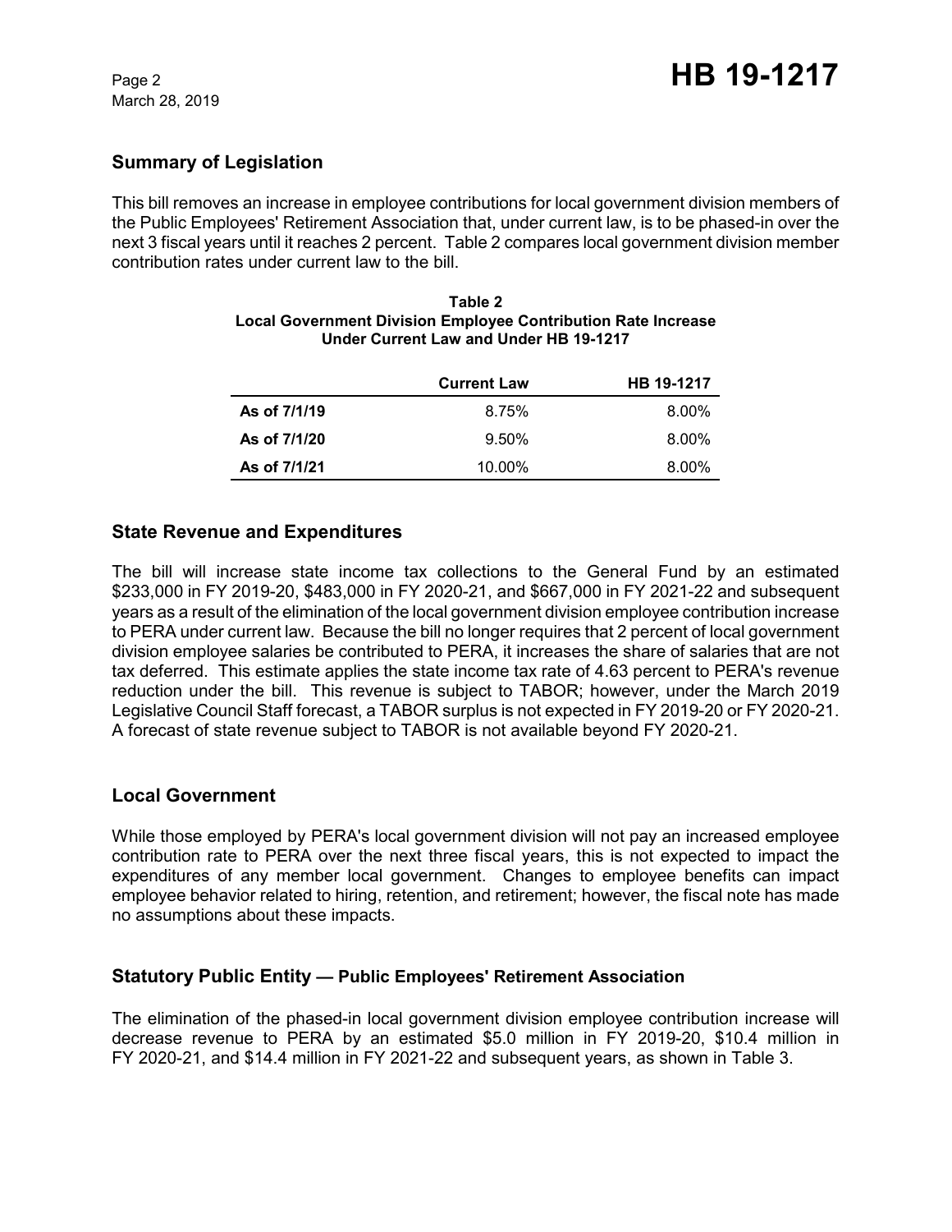## Summary of Legislation

This bill removes an increase in employee contributions for local government division members of the Public Employees' Retirement Association that, under current law, is to be phased-in over the next 3 fiscal years until it reaches 2 percent. Table 2 compares local government division member contribution rates under current law to the bill.

**Table 2**
**Local Government Division Employee Contribution Rate Increase Under Current Law and Under HB 19-1217**

| | Current Law | HB 19-1217 |
|---|---|---|
| **As of 7/1/19** | 8.75% | 8.00% |
| **As of 7/1/20** | 9.50% | 8.00% |
| **As of 7/1/21** | 10.00% | 8.00% |

## State Revenue and Expenditures

The bill will increase state income tax collections to the General Fund by an estimated \$233,000 in FY 2019-20, \$483,000 in FY 2020-21, and \$667,000 in FY 2021-22 and subsequent years as a result of the elimination of the local government division employee contribution increase to PERA under current law. Because the bill no longer requires that 2 percent of local government division employee salaries be contributed to PERA, it increases the share of salaries that are not tax deferred. This estimate applies the state income tax rate of 4.63 percent to PERA's revenue reduction under the bill. This revenue is subject to TABOR; however, under the March 2019 Legislative Council Staff forecast, a TABOR surplus is not expected in FY 2019-20 or FY 2020-21. A forecast of state revenue subject to TABOR is not available beyond FY 2020-21.

## Local Government

While those employed by PERA's local government division will not pay an increased employee contribution rate to PERA over the next three fiscal years, this is not expected to impact the expenditures of any member local government. Changes to employee benefits can impact employee behavior related to hiring, retention, and retirement; however, the fiscal note has made no assumptions about these impacts.

## Statutory Public Entity — Public Employees' Retirement Association

The elimination of the phased-in local government division employee contribution increase will decrease revenue to PERA by an estimated \$5.0 million in FY 2019-20, \$10.4 million in FY 2020-21, and \$14.4 million in FY 2021-22 and subsequent years, as shown in Table 3.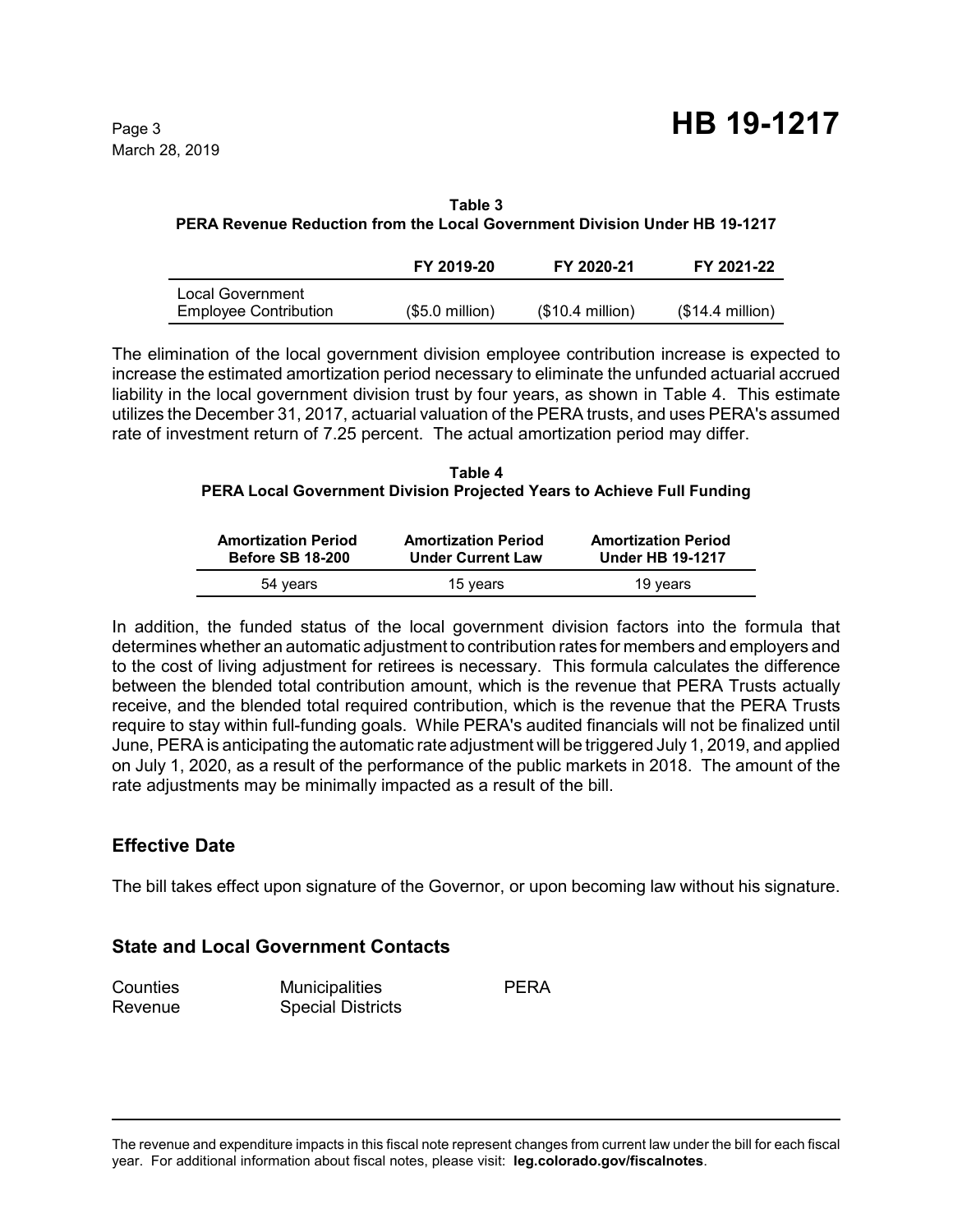**Table 3**
**PERA Revenue Reduction from the Local Government Division Under HB 19-1217**

| | FY 2019-20 | FY 2020-21 | FY 2021-22 |
|---|---|---|---|
| Local Government Employee Contribution | ($5.0 million) | ($10.4 million) | ($14.4 million) |

The elimination of the local government division employee contribution increase is expected to increase the estimated amortization period necessary to eliminate the unfunded actuarial accrued liability in the local government division trust by four years, as shown in Table 4. This estimate utilizes the December 31, 2017, actuarial valuation of the PERA trusts, and uses PERA's assumed rate of investment return of 7.25 percent. The actual amortization period may differ.

**Table 4**
**PERA Local Government Division Projected Years to Achieve Full Funding**

| Amortization Period Before SB 18-200 | Amortization Period Under Current Law | Amortization Period Under HB 19-1217 |
|---|---|---|
| 54 years | 15 years | 19 years |

In addition, the funded status of the local government division factors into the formula that determines whether an automatic adjustment to contribution rates for members and employers and to the cost of living adjustment for retirees is necessary. This formula calculates the difference between the blended total contribution amount, which is the revenue that PERA Trusts actually receive, and the blended total required contribution, which is the revenue that the PERA Trusts require to stay within full-funding goals. While PERA's audited financials will not be finalized until June, PERA is anticipating the automatic rate adjustment will be triggered July 1, 2019, and applied on July 1, 2020, as a result of the performance of the public markets in 2018. The amount of the rate adjustments may be minimally impacted as a result of the bill.

## Effective Date

The bill takes effect upon signature of the Governor, or upon becoming law without his signature.

## State and Local Government Contacts

| | | |
|---|---|---|
| Counties | Municipalities | PERA |
| Revenue | Special Districts | |

The revenue and expenditure impacts in this fiscal note represent changes from current law under the bill for each fiscal year. For additional information about fiscal notes, please visit: **leg.colorado.gov/fiscalnotes**.